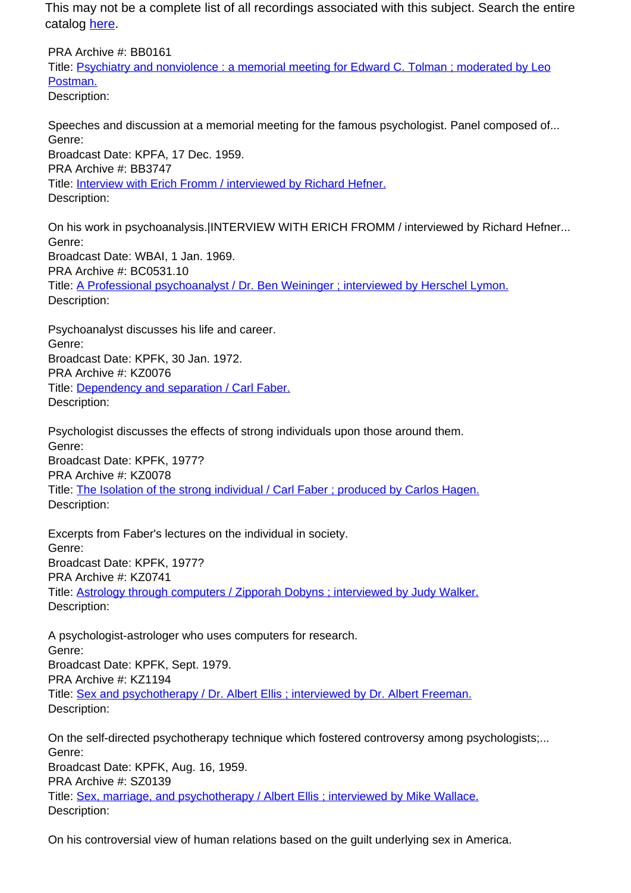This may not be a complete list of all recordings associated with this subject. Search the entire catalog here.

PRA Archive #: BB0161
Title: Psychiatry and nonviolence : a memorial meeting for Edward C. Tolman ; moderated by Leo Postman.
Description:

Speeches and discussion at a memorial meeting for the famous psychologist. Panel composed of...
Genre:
Broadcast Date: KPFA, 17 Dec. 1959.

PRA Archive #: BB3747
Title: Interview with Erich Fromm / interviewed by Richard Hefner.
Description:

On his work in psychoanalysis.|INTERVIEW WITH ERICH FROMM / interviewed by Richard Hefner...
Genre:
Broadcast Date: WBAI, 1 Jan. 1969.

PRA Archive #: BC0531.10
Title: A Professional psychoanalyst / Dr. Ben Weininger ; interviewed by Herschel Lymon.
Description:

Psychoanalyst discusses his life and career.
Genre:
Broadcast Date: KPFK, 30 Jan. 1972.

PRA Archive #: KZ0076
Title: Dependency and separation / Carl Faber.
Description:

Psychologist discusses the effects of strong individuals upon those around them.
Genre:
Broadcast Date: KPFK, 1977?

PRA Archive #: KZ0078
Title: The Isolation of the strong individual / Carl Faber ; produced by Carlos Hagen.
Description:

Excerpts from Faber's lectures on the individual in society.
Genre:
Broadcast Date: KPFK, 1977?

PRA Archive #: KZ0741
Title: Astrology through computers / Zipporah Dobyns ; interviewed by Judy Walker.
Description:

A psychologist-astrologer who uses computers for research.
Genre:
Broadcast Date: KPFK, Sept. 1979.

PRA Archive #: KZ1194
Title: Sex and psychotherapy / Dr. Albert Ellis ; interviewed by Dr. Albert Freeman.
Description:

On the self-directed psychotherapy technique which fostered controversy among psychologists;...
Genre:
Broadcast Date: KPFK, Aug. 16, 1959.

PRA Archive #: SZ0139
Title: Sex, marriage, and psychotherapy / Albert Ellis ; interviewed by Mike Wallace.
Description:

On his controversial view of human relations based on the guilt underlying sex in America.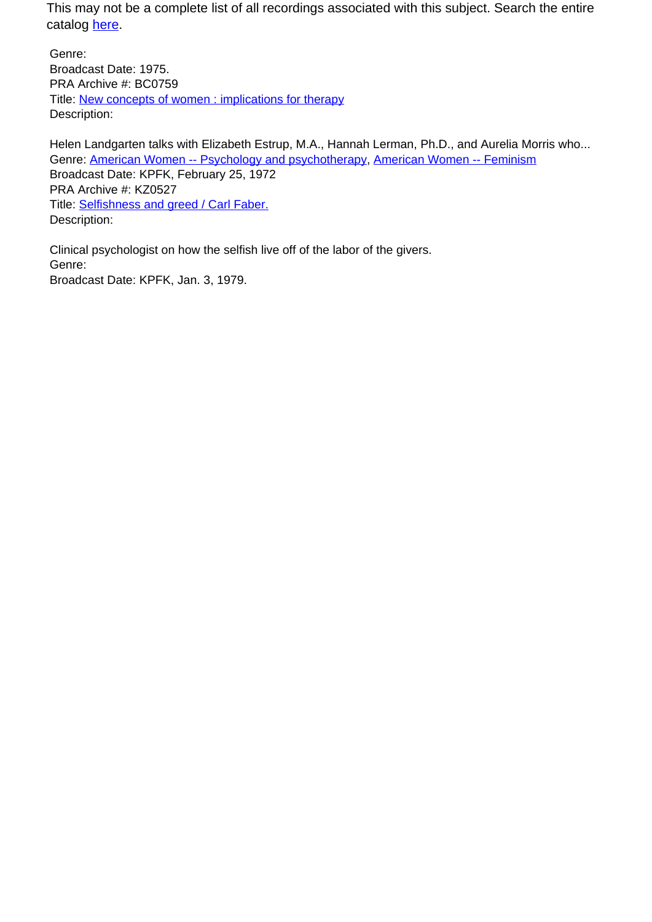This may not be a complete list of all recordings associated with this subject. Search the entire catalog [here](#).

Genre:
Broadcast Date: 1975.
PRA Archive #: BC0759
Title: [New concepts of women : implications for therapy](#)
Description:

Helen Landgarten talks with Elizabeth Estrup, M.A., Hannah Lerman, Ph.D., and Aurelia Morris who...
Genre: [American Women -- Psychology and psychotherapy](#), [American Women -- Feminism](#)
Broadcast Date: KPFK, February 25, 1972
PRA Archive #: KZ0527
Title: [Selfishness and greed / Carl Faber.](#)
Description:

Clinical psychologist on how the selfish live off of the labor of the givers.
Genre:
Broadcast Date: KPFK, Jan. 3, 1979.